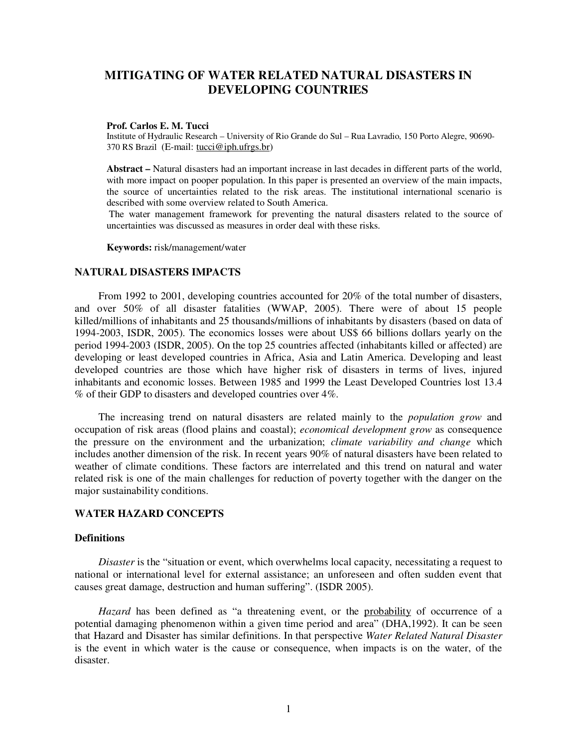# MITIGATING OF WATER RELATED NATURAL DISASTERS IN DEVELOPING COUNTRIES

**Prof. Carlos E. M. Tucci**
Institute of Hydraulic Research – University of Rio Grande do Sul – Rua Lavradio, 150 Porto Alegre, 90690-370 RS Brazil (E-mail: tucci@iph.ufrgs.br)

**Abstract –** Natural disasters had an important increase in last decades in different parts of the world, with more impact on pooper population. In this paper is presented an overview of the main impacts, the source of uncertainties related to the risk areas. The institutional international scenario is described with some overview related to South America.
The water management framework for preventing the natural disasters related to the source of uncertainties was discussed as measures in order deal with these risks.

**Keywords:** risk/management/water

## NATURAL DISASTERS IMPACTS

From 1992 to 2001, developing countries accounted for 20% of the total number of disasters, and over 50% of all disaster fatalities (WWAP, 2005). There were of about 15 people killed/millions of inhabitants and 25 thousands/millions of inhabitants by disasters (based on data of 1994-2003, ISDR, 2005). The economics losses were about US$ 66 billions dollars yearly on the period 1994-2003 (ISDR, 2005). On the top 25 countries affected (inhabitants killed or affected) are developing or least developed countries in Africa, Asia and Latin America. Developing and least developed countries are those which have higher risk of disasters in terms of lives, injured inhabitants and economic losses. Between 1985 and 1999 the Least Developed Countries lost 13.4 % of their GDP to disasters and developed countries over 4%.

The increasing trend on natural disasters are related mainly to the *population grow* and occupation of risk areas (flood plains and coastal); *economical development grow* as consequence the pressure on the environment and the urbanization; *climate variability and change* which includes another dimension of the risk. In recent years 90% of natural disasters have been related to weather of climate conditions. These factors are interrelated and this trend on natural and water related risk is one of the main challenges for reduction of poverty together with the danger on the major sustainability conditions.

## WATER HAZARD CONCEPTS

### Definitions

*Disaster* is the "situation or event, which overwhelms local capacity, necessitating a request to national or international level for external assistance; an unforeseen and often sudden event that causes great damage, destruction and human suffering". (ISDR 2005).

*Hazard* has been defined as "a threatening event, or the probability of occurrence of a potential damaging phenomenon within a given time period and area" (DHA,1992). It can be seen that Hazard and Disaster has similar definitions. In that perspective *Water Related Natural Disaster* is the event in which water is the cause or consequence, when impacts is on the water, of the disaster.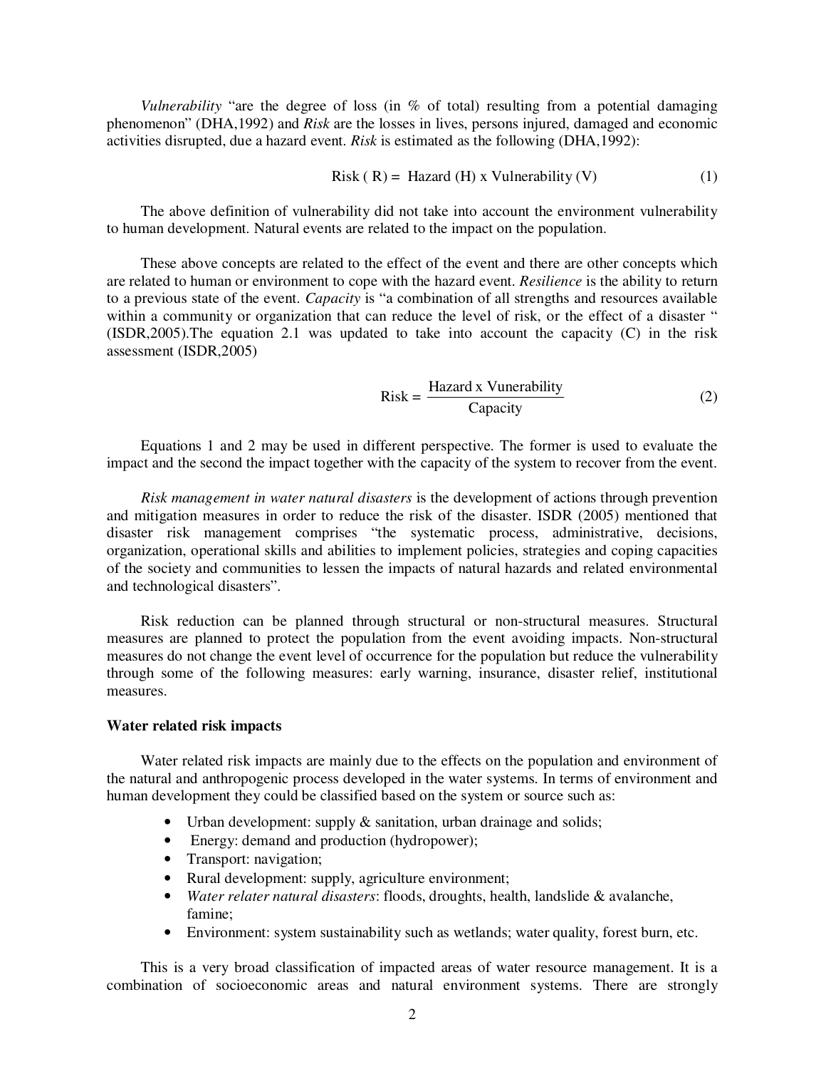*Vulnerability* "are the degree of loss (in % of total) resulting from a potential damaging phenomenon" (DHA,1992) and *Risk* are the losses in lives, persons injured, damaged and economic activities disrupted, due a hazard event. *Risk* is estimated as the following (DHA,1992):

$$\text{Risk ( R)} = \text{ Hazard (H) x Vulnerability (V)} \tag{1}$$

The above definition of vulnerability did not take into account the environment vulnerability to human development. Natural events are related to the impact on the population.

These above concepts are related to the effect of the event and there are other concepts which are related to human or environment to cope with the hazard event. *Resilience* is the ability to return to a previous state of the event. *Capacity* is "a combination of all strengths and resources available within a community or organization that can reduce the level of risk, or the effect of a disaster " (ISDR,2005).The equation 2.1 was updated to take into account the capacity (C) in the risk assessment (ISDR,2005)

$$\text{Risk} = \frac{\text{Hazard x Vunerability}}{\text{Capacity}} \tag{2}$$

Equations 1 and 2 may be used in different perspective. The former is used to evaluate the impact and the second the impact together with the capacity of the system to recover from the event.

*Risk management in water natural disasters* is the development of actions through prevention and mitigation measures in order to reduce the risk of the disaster. ISDR (2005) mentioned that disaster risk management comprises "the systematic process, administrative, decisions, organization, operational skills and abilities to implement policies, strategies and coping capacities of the society and communities to lessen the impacts of natural hazards and related environmental and technological disasters".

Risk reduction can be planned through structural or non-structural measures. Structural measures are planned to protect the population from the event avoiding impacts. Non-structural measures do not change the event level of occurrence for the population but reduce the vulnerability through some of the following measures: early warning, insurance, disaster relief, institutional measures.

**Water related risk impacts**

Water related risk impacts are mainly due to the effects on the population and environment of the natural and anthropogenic process developed in the water systems. In terms of environment and human development they could be classified based on the system or source such as:

- Urban development: supply & sanitation, urban drainage and solids;
- Energy: demand and production (hydropower);
- Transport: navigation;
- Rural development: supply, agriculture environment;
- *Water relater natural disasters*: floods, droughts, health, landslide & avalanche, famine;
- Environment: system sustainability such as wetlands; water quality, forest burn, etc.

This is a very broad classification of impacted areas of water resource management. It is a combination of socioeconomic areas and natural environment systems. There are strongly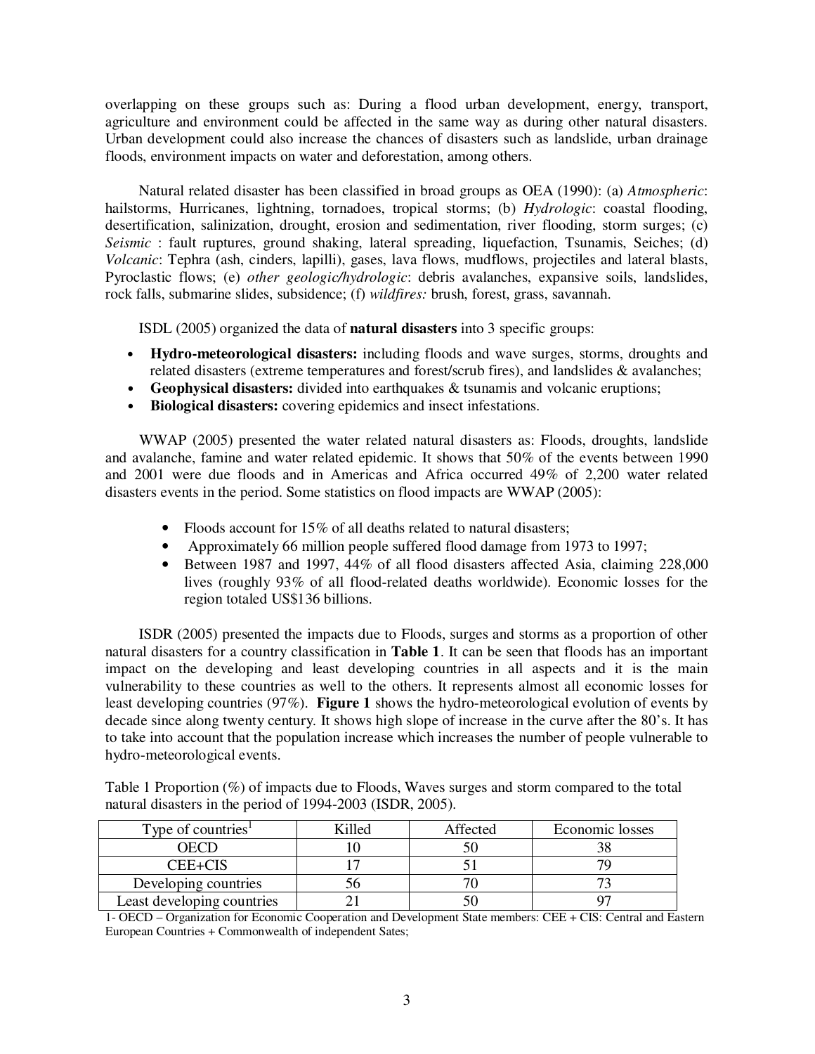overlapping on these groups such as: During a flood urban development, energy, transport, agriculture and environment could be affected in the same way as during other natural disasters. Urban development could also increase the chances of disasters such as landslide, urban drainage floods, environment impacts on water and deforestation, among others.

Natural related disaster has been classified in broad groups as OEA (1990): (a) *Atmospheric*: hailstorms, Hurricanes, lightning, tornadoes, tropical storms; (b) *Hydrologic*: coastal flooding, desertification, salinization, drought, erosion and sedimentation, river flooding, storm surges; (c) *Seismic* : fault ruptures, ground shaking, lateral spreading, liquefaction, Tsunamis, Seiches; (d) *Volcanic*: Tephra (ash, cinders, lapilli), gases, lava flows, mudflows, projectiles and lateral blasts, Pyroclastic flows; (e) *other geologic/hydrologic*: debris avalanches, expansive soils, landslides, rock falls, submarine slides, subsidence; (f) *wildfires:* brush, forest, grass, savannah.

ISDL (2005) organized the data of **natural disasters** into 3 specific groups:

- **Hydro-meteorological disasters:** including floods and wave surges, storms, droughts and related disasters (extreme temperatures and forest/scrub fires), and landslides & avalanches;
- **Geophysical disasters:** divided into earthquakes & tsunamis and volcanic eruptions;
- **Biological disasters:** covering epidemics and insect infestations.

WWAP (2005) presented the water related natural disasters as: Floods, droughts, landslide and avalanche, famine and water related epidemic. It shows that 50% of the events between 1990 and 2001 were due floods and in Americas and Africa occurred 49% of 2,200 water related disasters events in the period. Some statistics on flood impacts are WWAP (2005):

- Floods account for 15% of all deaths related to natural disasters;
- Approximately 66 million people suffered flood damage from 1973 to 1997;
- Between 1987 and 1997, 44% of all flood disasters affected Asia, claiming 228,000 lives (roughly 93% of all flood-related deaths worldwide). Economic losses for the region totaled US$136 billions.

ISDR (2005) presented the impacts due to Floods, surges and storms as a proportion of other natural disasters for a country classification in **Table 1**. It can be seen that floods has an important impact on the developing and least developing countries in all aspects and it is the main vulnerability to these countries as well to the others. It represents almost all economic losses for least developing countries (97%). **Figure 1** shows the hydro-meteorological evolution of events by decade since along twenty century. It shows high slope of increase in the curve after the 80's. It has to take into account that the population increase which increases the number of people vulnerable to hydro-meteorological events.

Table 1 Proportion (%) of impacts due to Floods, Waves surges and storm compared to the total natural disasters in the period of 1994-2003 (ISDR, 2005).

| Type of countries[1] | Killed | Affected | Economic losses |
|---|---|---|---|
| OECD | 10 | 50 | 38 |
| CEE+CIS | 17 | 51 | 79 |
| Developing countries | 56 | 70 | 73 |
| Least developing countries | 21 | 50 | 97 |

1- OECD – Organization for Economic Cooperation and Development State members: CEE + CIS: Central and Eastern European Countries + Commonwealth of independent Sates;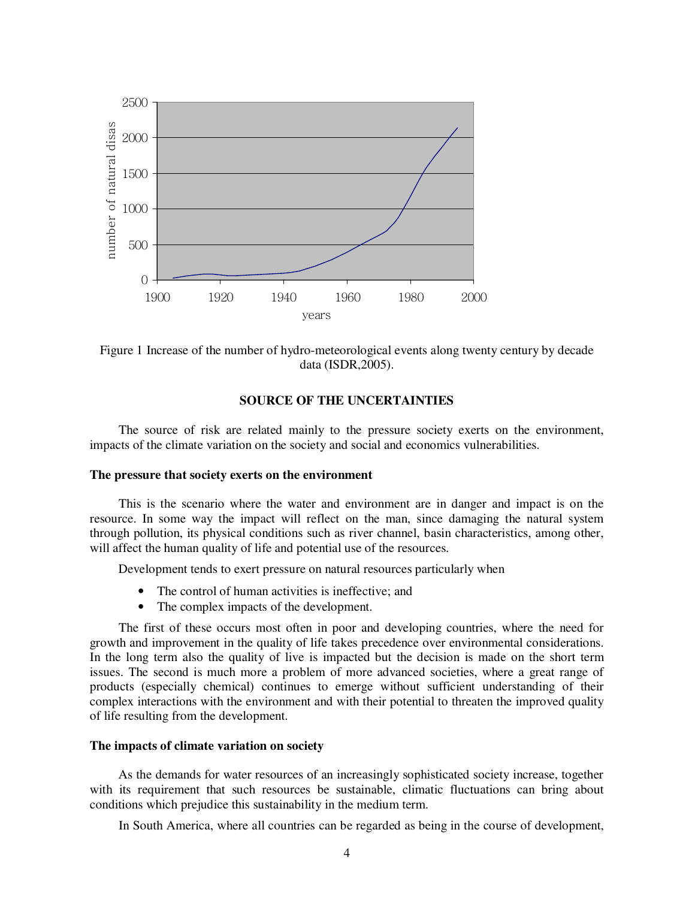Figure 1 Increase of the number of hydro-meteorological events along twenty century by decade data (ISDR,2005).

## SOURCE OF THE UNCERTAINTIES

The source of risk are related mainly to the pressure society exerts on the environment, impacts of the climate variation on the society and social and economics vulnerabilities.

### The pressure that society exerts on the environment

This is the scenario where the water and environment are in danger and impact is on the resource. In some way the impact will reflect on the man, since damaging the natural system through pollution, its physical conditions such as river channel, basin characteristics, among other, will affect the human quality of life and potential use of the resources.

Development tends to exert pressure on natural resources particularly when

- The control of human activities is ineffective; and
- The complex impacts of the development.

The first of these occurs most often in poor and developing countries, where the need for growth and improvement in the quality of life takes precedence over environmental considerations. In the long term also the quality of live is impacted but the decision is made on the short term issues. The second is much more a problem of more advanced societies, where a great range of products (especially chemical) continues to emerge without sufficient understanding of their complex interactions with the environment and with their potential to threaten the improved quality of life resulting from the development.

### The impacts of climate variation on society

As the demands for water resources of an increasingly sophisticated society increase, together with its requirement that such resources be sustainable, climatic fluctuations can bring about conditions which prejudice this sustainability in the medium term.

In South America, where all countries can be regarded as being in the course of development,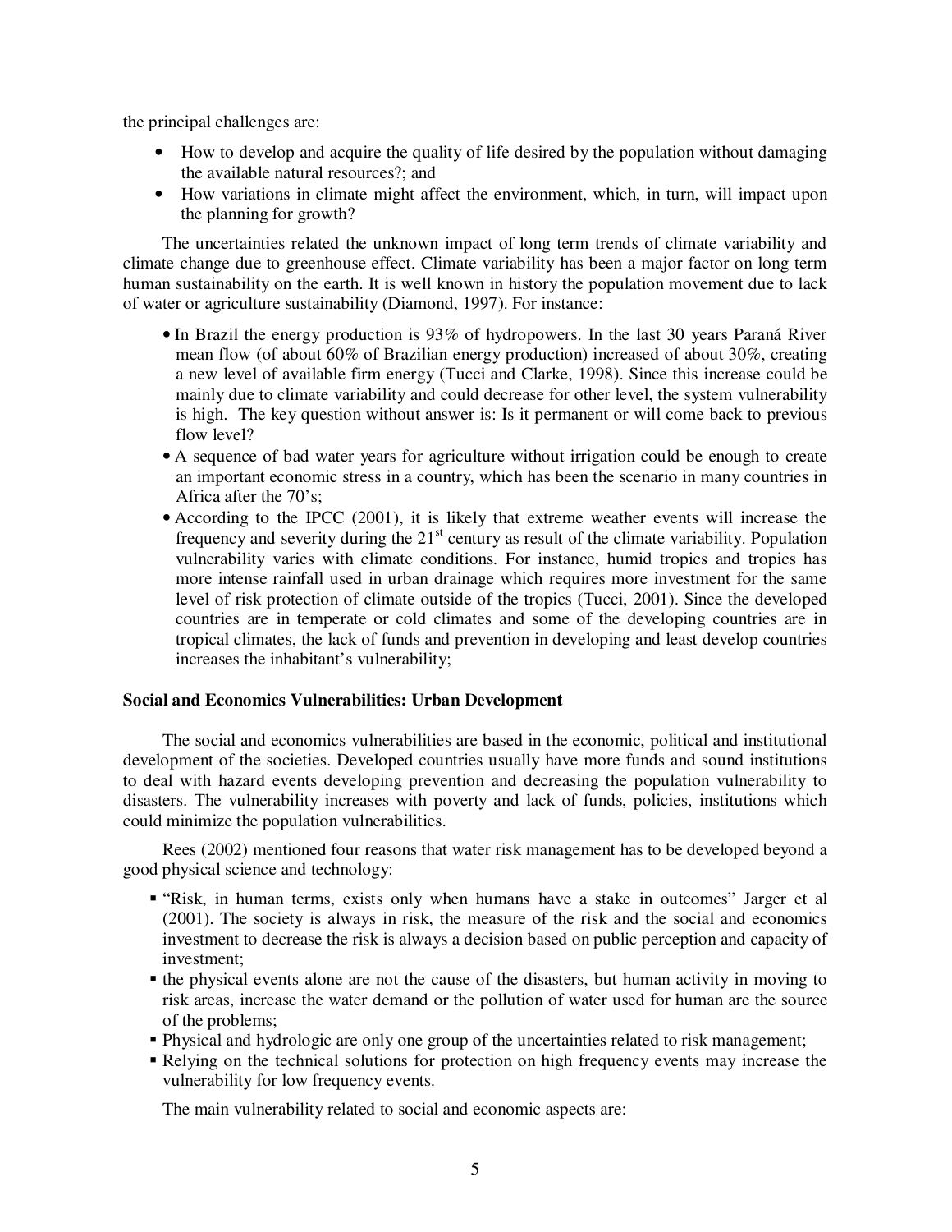the principal challenges are:

- How to develop and acquire the quality of life desired by the population without damaging the available natural resources?; and
- How variations in climate might affect the environment, which, in turn, will impact upon the planning for growth?

The uncertainties related the unknown impact of long term trends of climate variability and climate change due to greenhouse effect. Climate variability has been a major factor on long term human sustainability on the earth. It is well known in history the population movement due to lack of water or agriculture sustainability (Diamond, 1997). For instance:

- In Brazil the energy production is 93% of hydropowers. In the last 30 years Paraná River mean flow (of about 60% of Brazilian energy production) increased of about 30%, creating a new level of available firm energy (Tucci and Clarke, 1998). Since this increase could be mainly due to climate variability and could decrease for other level, the system vulnerability is high. The key question without answer is: Is it permanent or will come back to previous flow level?
- A sequence of bad water years for agriculture without irrigation could be enough to create an important economic stress in a country, which has been the scenario in many countries in Africa after the 70's;
- According to the IPCC (2001), it is likely that extreme weather events will increase the frequency and severity during the 21st century as result of the climate variability. Population vulnerability varies with climate conditions. For instance, humid tropics and tropics has more intense rainfall used in urban drainage which requires more investment for the same level of risk protection of climate outside of the tropics (Tucci, 2001). Since the developed countries are in temperate or cold climates and some of the developing countries are in tropical climates, the lack of funds and prevention in developing and least develop countries increases the inhabitant's vulnerability;

**Social and Economics Vulnerabilities: Urban Development**

The social and economics vulnerabilities are based in the economic, political and institutional development of the societies. Developed countries usually have more funds and sound institutions to deal with hazard events developing prevention and decreasing the population vulnerability to disasters. The vulnerability increases with poverty and lack of funds, policies, institutions which could minimize the population vulnerabilities.

Rees (2002) mentioned four reasons that water risk management has to be developed beyond a good physical science and technology:

- "Risk, in human terms, exists only when humans have a stake in outcomes" Jarger et al (2001). The society is always in risk, the measure of the risk and the social and economics investment to decrease the risk is always a decision based on public perception and capacity of investment;
- the physical events alone are not the cause of the disasters, but human activity in moving to risk areas, increase the water demand or the pollution of water used for human are the source of the problems;
- Physical and hydrologic are only one group of the uncertainties related to risk management;
- Relying on the technical solutions for protection on high frequency events may increase the vulnerability for low frequency events.

The main vulnerability related to social and economic aspects are: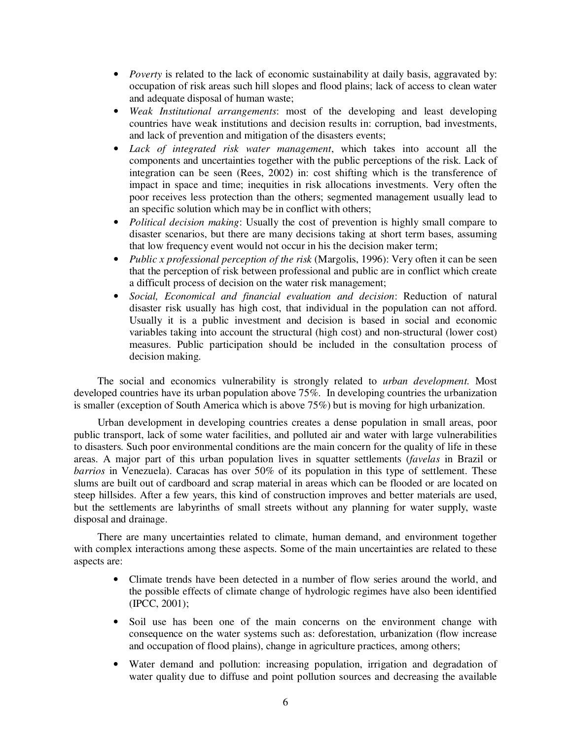- *Poverty* is related to the lack of economic sustainability at daily basis, aggravated by: occupation of risk areas such hill slopes and flood plains; lack of access to clean water and adequate disposal of human waste;
- *Weak Institutional arrangements*: most of the developing and least developing countries have weak institutions and decision results in: corruption, bad investments, and lack of prevention and mitigation of the disasters events;
- *Lack of integrated risk water management*, which takes into account all the components and uncertainties together with the public perceptions of the risk. Lack of integration can be seen (Rees, 2002) in: cost shifting which is the transference of impact in space and time; inequities in risk allocations investments. Very often the poor receives less protection than the others; segmented management usually lead to an specific solution which may be in conflict with others;
- *Political decision making*: Usually the cost of prevention is highly small compare to disaster scenarios, but there are many decisions taking at short term bases, assuming that low frequency event would not occur in his the decision maker term;
- *Public x professional perception of the risk* (Margolis, 1996): Very often it can be seen that the perception of risk between professional and public are in conflict which create a difficult process of decision on the water risk management;
- *Social, Economical and financial evaluation and decision*: Reduction of natural disaster risk usually has high cost, that individual in the population can not afford. Usually it is a public investment and decision is based in social and economic variables taking into account the structural (high cost) and non-structural (lower cost) measures. Public participation should be included in the consultation process of decision making.

The social and economics vulnerability is strongly related to *urban development.* Most developed countries have its urban population above 75%. In developing countries the urbanization is smaller (exception of South America which is above 75%) but is moving for high urbanization.

Urban development in developing countries creates a dense population in small areas, poor public transport, lack of some water facilities, and polluted air and water with large vulnerabilities to disasters. Such poor environmental conditions are the main concern for the quality of life in these areas. A major part of this urban population lives in squatter settlements (*favelas* in Brazil or *barrios* in Venezuela). Caracas has over 50% of its population in this type of settlement. These slums are built out of cardboard and scrap material in areas which can be flooded or are located on steep hillsides. After a few years, this kind of construction improves and better materials are used, but the settlements are labyrinths of small streets without any planning for water supply, waste disposal and drainage.

There are many uncertainties related to climate, human demand, and environment together with complex interactions among these aspects. Some of the main uncertainties are related to these aspects are:

- Climate trends have been detected in a number of flow series around the world, and the possible effects of climate change of hydrologic regimes have also been identified (IPCC, 2001);
- Soil use has been one of the main concerns on the environment change with consequence on the water systems such as: deforestation, urbanization (flow increase and occupation of flood plains), change in agriculture practices, among others;
- Water demand and pollution: increasing population, irrigation and degradation of water quality due to diffuse and point pollution sources and decreasing the available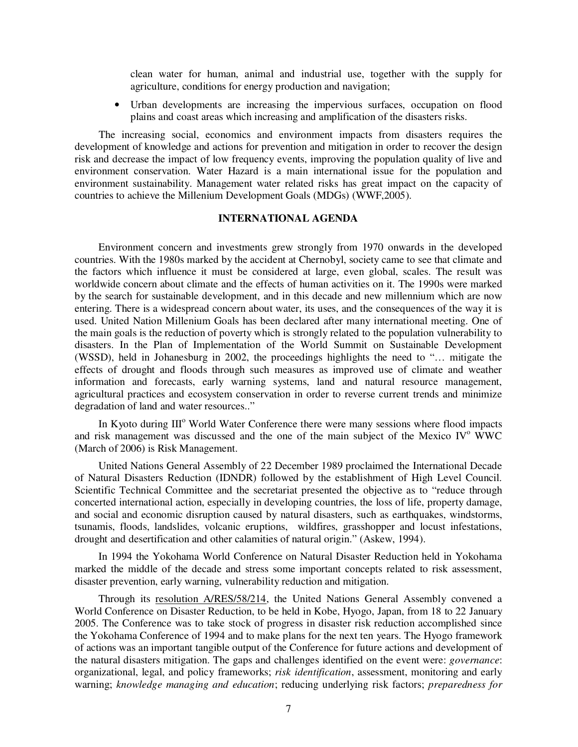clean water for human, animal and industrial use, together with the supply for agriculture, conditions for energy production and navigation;

- Urban developments are increasing the impervious surfaces, occupation on flood plains and coast areas which increasing and amplification of the disasters risks.

The increasing social, economics and environment impacts from disasters requires the development of knowledge and actions for prevention and mitigation in order to recover the design risk and decrease the impact of low frequency events, improving the population quality of live and environment conservation. Water Hazard is a main international issue for the population and environment sustainability. Management water related risks has great impact on the capacity of countries to achieve the Millenium Development Goals (MDGs) (WWF,2005).

## INTERNATIONAL AGENDA

Environment concern and investments grew strongly from 1970 onwards in the developed countries. With the 1980s marked by the accident at Chernobyl, society came to see that climate and the factors which influence it must be considered at large, even global, scales. The result was worldwide concern about climate and the effects of human activities on it. The 1990s were marked by the search for sustainable development, and in this decade and new millennium which are now entering. There is a widespread concern about water, its uses, and the consequences of the way it is used. United Nation Millenium Goals has been declared after many international meeting. One of the main goals is the reduction of poverty which is strongly related to the population vulnerability to disasters. In the Plan of Implementation of the World Summit on Sustainable Development (WSSD), held in Johanesburg in 2002, the proceedings highlights the need to "… mitigate the effects of drought and floods through such measures as improved use of climate and weather information and forecasts, early warning systems, land and natural resource management, agricultural practices and ecosystem conservation in order to reverse current trends and minimize degradation of land and water resources.."

In Kyoto during III$^o$ World Water Conference there were many sessions where flood impacts and risk management was discussed and the one of the main subject of the Mexico IV$^o$ WWC (March of 2006) is Risk Management.

United Nations General Assembly of 22 December 1989 proclaimed the International Decade of Natural Disasters Reduction (IDNDR) followed by the establishment of High Level Council. Scientific Technical Committee and the secretariat presented the objective as to "reduce through concerted international action, especially in developing countries, the loss of life, property damage, and social and economic disruption caused by natural disasters, such as earthquakes, windstorms, tsunamis, floods, landslides, volcanic eruptions, wildfires, grasshopper and locust infestations, drought and desertification and other calamities of natural origin." (Askew, 1994).

In 1994 the Yokohama World Conference on Natural Disaster Reduction held in Yokohama marked the middle of the decade and stress some important concepts related to risk assessment, disaster prevention, early warning, vulnerability reduction and mitigation.

Through its resolution A/RES/58/214, the United Nations General Assembly convened a World Conference on Disaster Reduction, to be held in Kobe, Hyogo, Japan, from 18 to 22 January 2005. The Conference was to take stock of progress in disaster risk reduction accomplished since the Yokohama Conference of 1994 and to make plans for the next ten years. The Hyogo framework of actions was an important tangible output of the Conference for future actions and development of the natural disasters mitigation. The gaps and challenges identified on the event were: *governance*: organizational, legal, and policy frameworks; *risk identification*, assessment, monitoring and early warning; *knowledge managing and education*; reducing underlying risk factors; *preparedness for*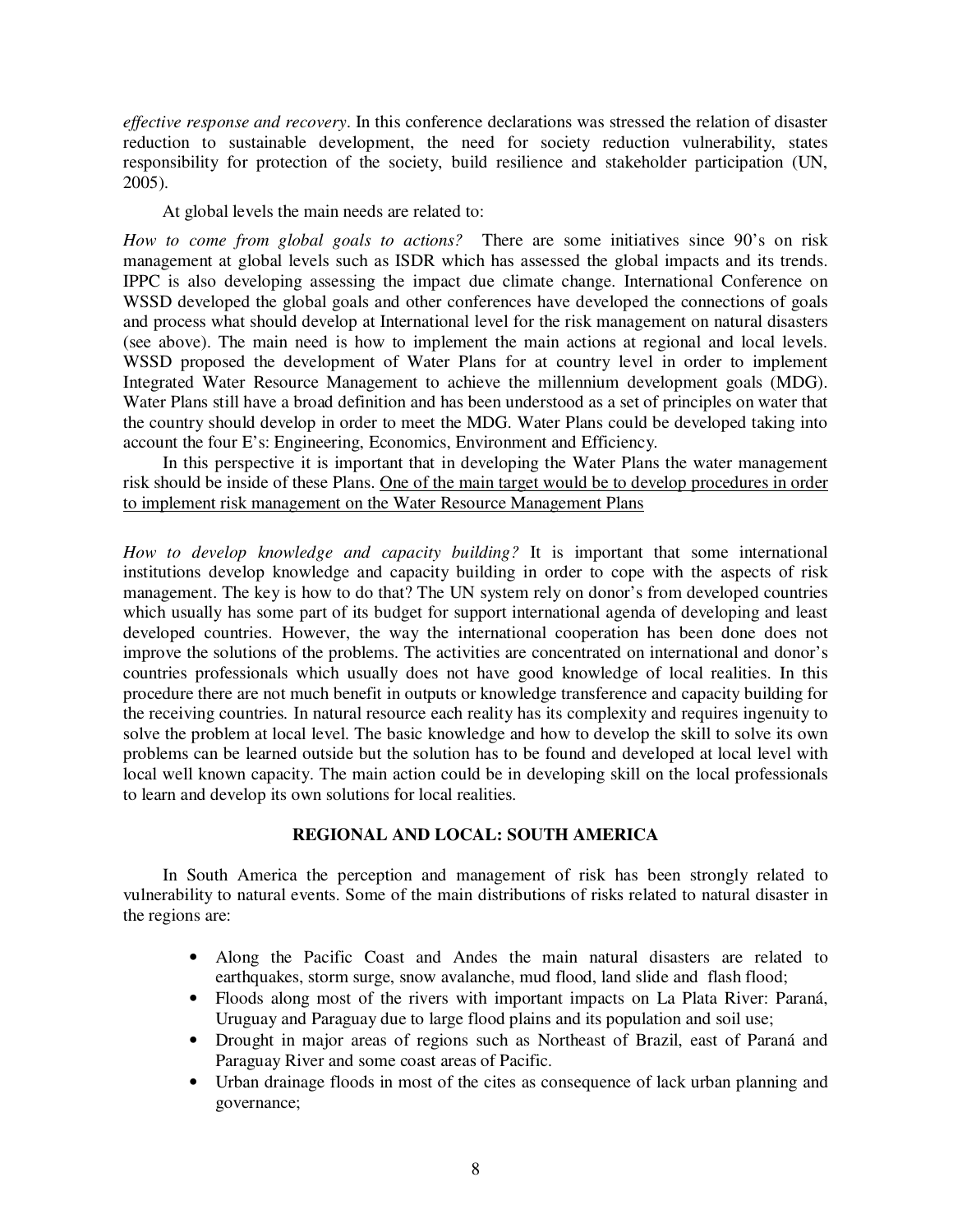*effective response and recovery*. In this conference declarations was stressed the relation of disaster reduction to sustainable development, the need for society reduction vulnerability, states responsibility for protection of the society, build resilience and stakeholder participation (UN, 2005).

At global levels the main needs are related to:

*How to come from global goals to actions?* There are some initiatives since 90's on risk management at global levels such as ISDR which has assessed the global impacts and its trends. IPPC is also developing assessing the impact due climate change. International Conference on WSSD developed the global goals and other conferences have developed the connections of goals and process what should develop at International level for the risk management on natural disasters (see above). The main need is how to implement the main actions at regional and local levels. WSSD proposed the development of Water Plans for at country level in order to implement Integrated Water Resource Management to achieve the millennium development goals (MDG). Water Plans still have a broad definition and has been understood as a set of principles on water that the country should develop in order to meet the MDG. Water Plans could be developed taking into account the four E's: Engineering, Economics, Environment and Efficiency.

In this perspective it is important that in developing the Water Plans the water management risk should be inside of these Plans. <u>One of the main target would be to develop procedures in order to implement risk management on the Water Resource Management Plans</u>

*How to develop knowledge and capacity building?* It is important that some international institutions develop knowledge and capacity building in order to cope with the aspects of risk management. The key is how to do that? The UN system rely on donor's from developed countries which usually has some part of its budget for support international agenda of developing and least developed countries. However, the way the international cooperation has been done does not improve the solutions of the problems. The activities are concentrated on international and donor's countries professionals which usually does not have good knowledge of local realities. In this procedure there are not much benefit in outputs or knowledge transference and capacity building for the receiving countries. In natural resource each reality has its complexity and requires ingenuity to solve the problem at local level. The basic knowledge and how to develop the skill to solve its own problems can be learned outside but the solution has to be found and developed at local level with local well known capacity. The main action could be in developing skill on the local professionals to learn and develop its own solutions for local realities.

## REGIONAL AND LOCAL: SOUTH AMERICA

In South America the perception and management of risk has been strongly related to vulnerability to natural events. Some of the main distributions of risks related to natural disaster in the regions are:

- Along the Pacific Coast and Andes the main natural disasters are related to earthquakes, storm surge, snow avalanche, mud flood, land slide and flash flood;
- Floods along most of the rivers with important impacts on La Plata River: Paraná, Uruguay and Paraguay due to large flood plains and its population and soil use;
- Drought in major areas of regions such as Northeast of Brazil, east of Paraná and Paraguay River and some coast areas of Pacific.
- Urban drainage floods in most of the cites as consequence of lack urban planning and governance;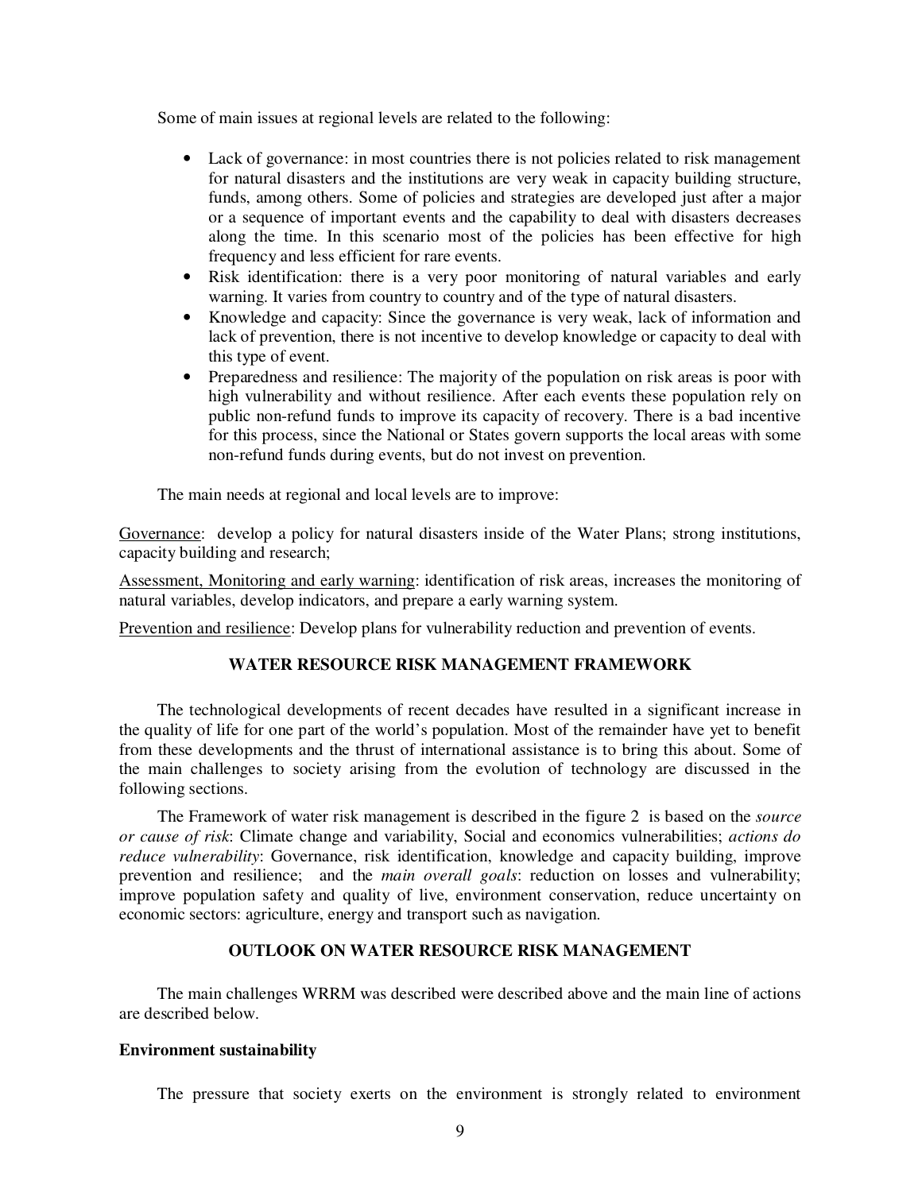Some of main issues at regional levels are related to the following:

- Lack of governance: in most countries there is not policies related to risk management for natural disasters and the institutions are very weak in capacity building structure, funds, among others. Some of policies and strategies are developed just after a major or a sequence of important events and the capability to deal with disasters decreases along the time. In this scenario most of the policies has been effective for high frequency and less efficient for rare events.
- Risk identification: there is a very poor monitoring of natural variables and early warning. It varies from country to country and of the type of natural disasters.
- Knowledge and capacity: Since the governance is very weak, lack of information and lack of prevention, there is not incentive to develop knowledge or capacity to deal with this type of event.
- Preparedness and resilience: The majority of the population on risk areas is poor with high vulnerability and without resilience. After each events these population rely on public non-refund funds to improve its capacity of recovery. There is a bad incentive for this process, since the National or States govern supports the local areas with some non-refund funds during events, but do not invest on prevention.

The main needs at regional and local levels are to improve:

<u>Governance</u>: develop a policy for natural disasters inside of the Water Plans; strong institutions, capacity building and research;

<u>Assessment, Monitoring and early warning</u>: identification of risk areas, increases the monitoring of natural variables, develop indicators, and prepare a early warning system.

<u>Prevention and resilience</u>: Develop plans for vulnerability reduction and prevention of events.

## WATER RESOURCE RISK MANAGEMENT FRAMEWORK

The technological developments of recent decades have resulted in a significant increase in the quality of life for one part of the world's population. Most of the remainder have yet to benefit from these developments and the thrust of international assistance is to bring this about. Some of the main challenges to society arising from the evolution of technology are discussed in the following sections.

The Framework of water risk management is described in the figure 2 is based on the *source or cause of risk*: Climate change and variability, Social and economics vulnerabilities; *actions do reduce vulnerability*: Governance, risk identification, knowledge and capacity building, improve prevention and resilience; and the *main overall goals*: reduction on losses and vulnerability; improve population safety and quality of live, environment conservation, reduce uncertainty on economic sectors: agriculture, energy and transport such as navigation.

## OUTLOOK ON WATER RESOURCE RISK MANAGEMENT

The main challenges WRRM was described were described above and the main line of actions are described below.

### Environment sustainability

The pressure that society exerts on the environment is strongly related to environment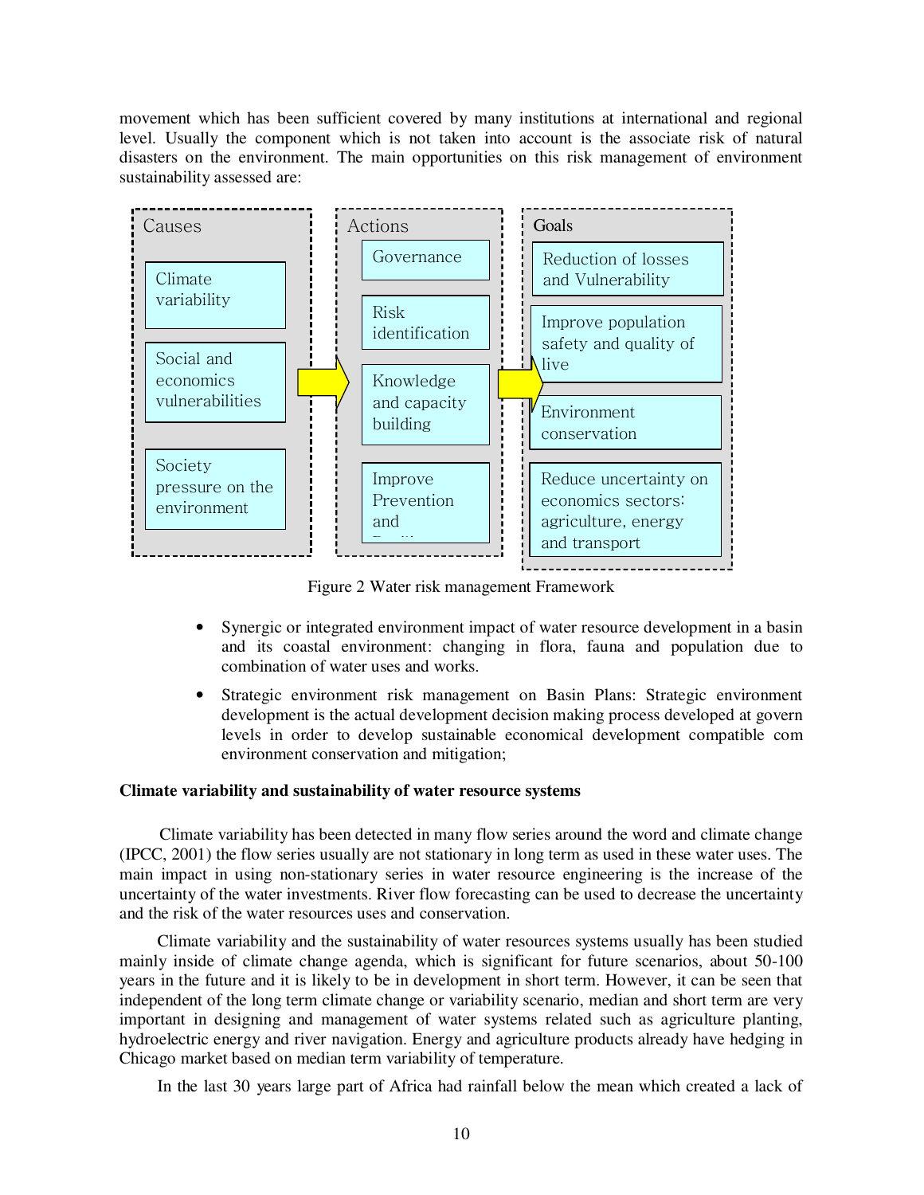movement which has been sufficient covered by many institutions at international and regional level. Usually the component which is not taken into account is the associate risk of natural disasters on the environment. The main opportunities on this risk management of environment sustainability assessed are:

| Causes | Actions | Goals |
|---|---|---|
| Climate variability | Governance | Reduction of losses and Vulnerability |
| Social and economics vulnerabilities | Risk identification | Improve population safety and quality of live |
| Society pressure on the environment | Knowledge and capacity building | Environment conservation |
| | Improve Prevention and ... | Reduce uncertainty on economics sectors: agriculture, energy and transport |

Figure 2 Water risk management Framework

- Synergic or integrated environment impact of water resource development in a basin and its coastal environment: changing in flora, fauna and population due to combination of water uses and works.
- Strategic environment risk management on Basin Plans: Strategic environment development is the actual development decision making process developed at govern levels in order to develop sustainable economical development compatible com environment conservation and mitigation;

**Climate variability and sustainability of water resource systems**

Climate variability has been detected in many flow series around the word and climate change (IPCC, 2001) the flow series usually are not stationary in long term as used in these water uses. The main impact in using non-stationary series in water resource engineering is the increase of the uncertainty of the water investments. River flow forecasting can be used to decrease the uncertainty and the risk of the water resources uses and conservation.

Climate variability and the sustainability of water resources systems usually has been studied mainly inside of climate change agenda, which is significant for future scenarios, about 50-100 years in the future and it is likely to be in development in short term. However, it can be seen that independent of the long term climate change or variability scenario, median and short term are very important in designing and management of water systems related such as agriculture planting, hydroelectric energy and river navigation. Energy and agriculture products already have hedging in Chicago market based on median term variability of temperature.

In the last 30 years large part of Africa had rainfall below the mean which created a lack of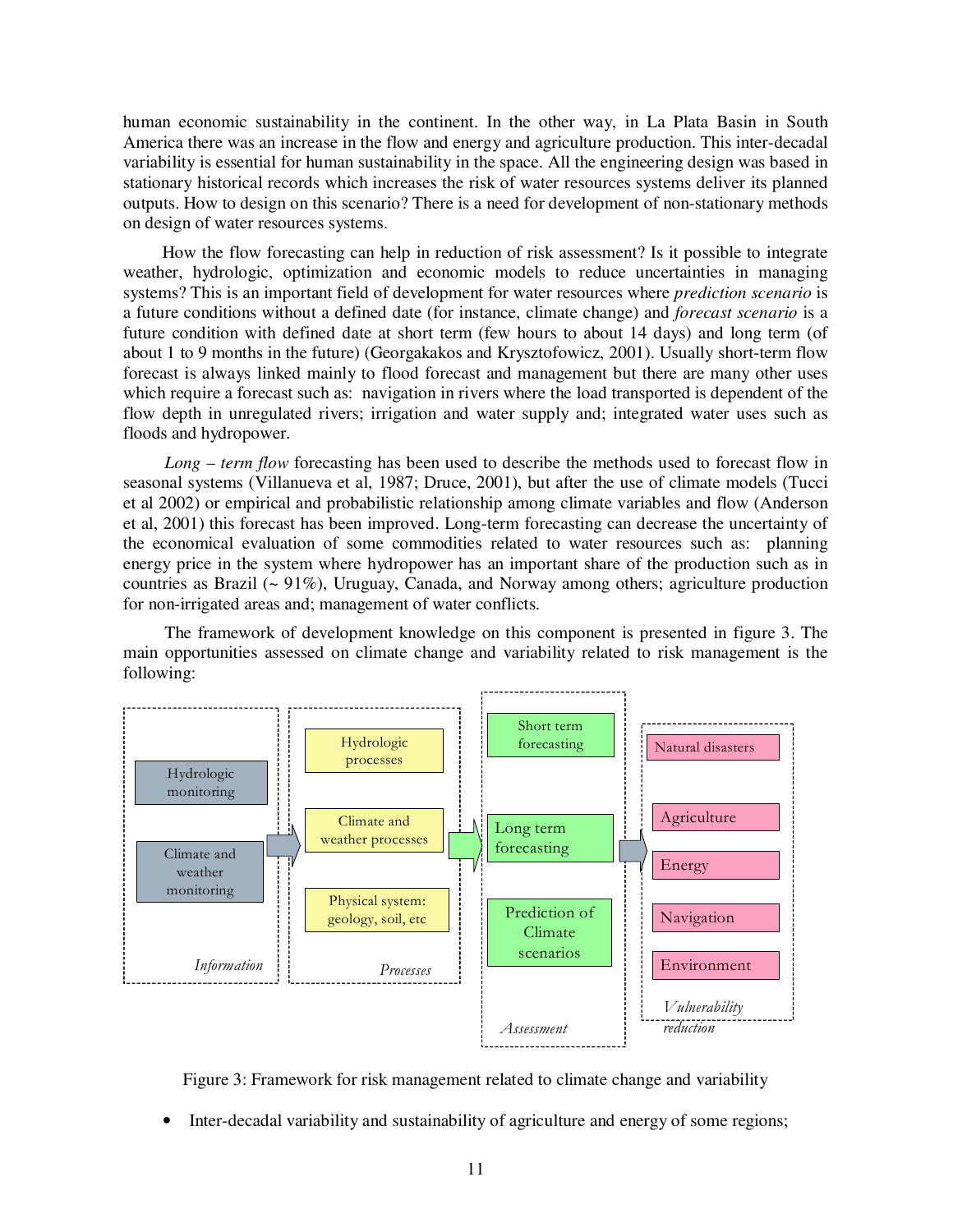human economic sustainability in the continent. In the other way, in La Plata Basin in South America there was an increase in the flow and energy and agriculture production. This inter-decadal variability is essential for human sustainability in the space. All the engineering design was based in stationary historical records which increases the risk of water resources systems deliver its planned outputs. How to design on this scenario? There is a need for development of non-stationary methods on design of water resources systems.

How the flow forecasting can help in reduction of risk assessment? Is it possible to integrate weather, hydrologic, optimization and economic models to reduce uncertainties in managing systems? This is an important field of development for water resources where *prediction scenario* is a future conditions without a defined date (for instance, climate change) and *forecast scenario* is a future condition with defined date at short term (few hours to about 14 days) and long term (of about 1 to 9 months in the future) (Georgakakos and Krysztofowicz, 2001). Usually short-term flow forecast is always linked mainly to flood forecast and management but there are many other uses which require a forecast such as: navigation in rivers where the load transported is dependent of the flow depth in unregulated rivers; irrigation and water supply and; integrated water uses such as floods and hydropower.

*Long – term flow* forecasting has been used to describe the methods used to forecast flow in seasonal systems (Villanueva et al, 1987; Druce, 2001), but after the use of climate models (Tucci et al 2002) or empirical and probabilistic relationship among climate variables and flow (Anderson et al, 2001) this forecast has been improved. Long-term forecasting can decrease the uncertainty of the economical evaluation of some commodities related to water resources such as: planning energy price in the system where hydropower has an important share of the production such as in countries as Brazil (~ 91%), Uruguay, Canada, and Norway among others; agriculture production for non-irrigated areas and; management of water conflicts.

The framework of development knowledge on this component is presented in figure 3. The main opportunities assessed on climate change and variability related to risk management is the following:

Figure 3: Framework for risk management related to climate change and variability

- Inter-decadal variability and sustainability of agriculture and energy of some regions;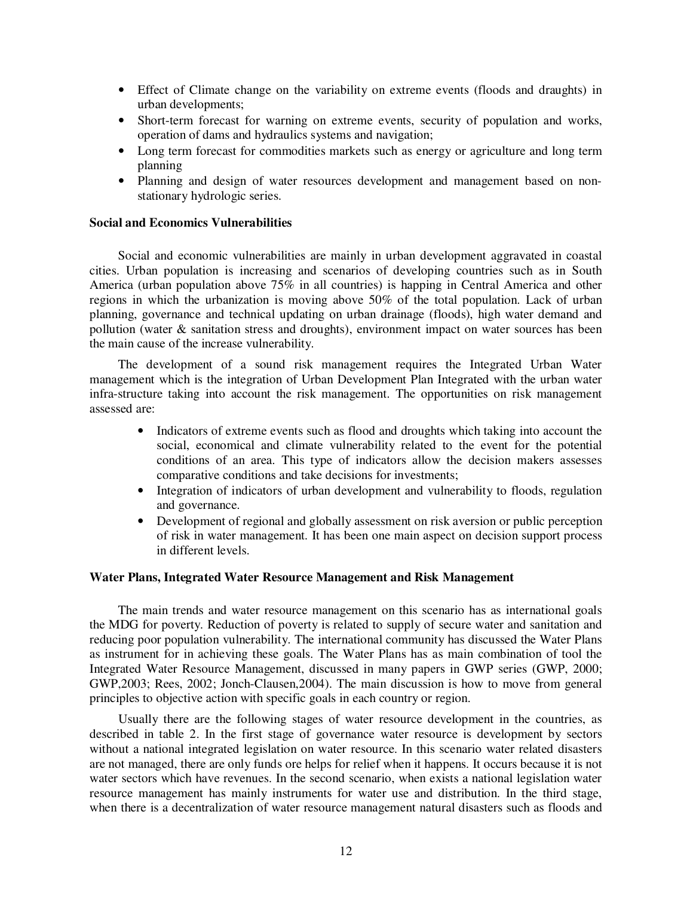- Effect of Climate change on the variability on extreme events (floods and draughts) in urban developments;
- Short-term forecast for warning on extreme events, security of population and works, operation of dams and hydraulics systems and navigation;
- Long term forecast for commodities markets such as energy or agriculture and long term planning
- Planning and design of water resources development and management based on non-stationary hydrologic series.

**Social and Economics Vulnerabilities**

Social and economic vulnerabilities are mainly in urban development aggravated in coastal cities. Urban population is increasing and scenarios of developing countries such as in South America (urban population above 75% in all countries) is happing in Central America and other regions in which the urbanization is moving above 50% of the total population. Lack of urban planning, governance and technical updating on urban drainage (floods), high water demand and pollution (water & sanitation stress and droughts), environment impact on water sources has been the main cause of the increase vulnerability.

The development of a sound risk management requires the Integrated Urban Water management which is the integration of Urban Development Plan Integrated with the urban water infra-structure taking into account the risk management. The opportunities on risk management assessed are:

- Indicators of extreme events such as flood and droughts which taking into account the social, economical and climate vulnerability related to the event for the potential conditions of an area. This type of indicators allow the decision makers assesses comparative conditions and take decisions for investments;
- Integration of indicators of urban development and vulnerability to floods, regulation and governance.
- Development of regional and globally assessment on risk aversion or public perception of risk in water management. It has been one main aspect on decision support process in different levels.

**Water Plans, Integrated Water Resource Management and Risk Management**

The main trends and water resource management on this scenario has as international goals the MDG for poverty. Reduction of poverty is related to supply of secure water and sanitation and reducing poor population vulnerability. The international community has discussed the Water Plans as instrument for in achieving these goals. The Water Plans has as main combination of tool the Integrated Water Resource Management, discussed in many papers in GWP series (GWP, 2000; GWP,2003; Rees, 2002; Jonch-Clausen,2004). The main discussion is how to move from general principles to objective action with specific goals in each country or region.

Usually there are the following stages of water resource development in the countries, as described in table 2. In the first stage of governance water resource is development by sectors without a national integrated legislation on water resource. In this scenario water related disasters are not managed, there are only funds ore helps for relief when it happens. It occurs because it is not water sectors which have revenues. In the second scenario, when exists a national legislation water resource management has mainly instruments for water use and distribution. In the third stage, when there is a decentralization of water resource management natural disasters such as floods and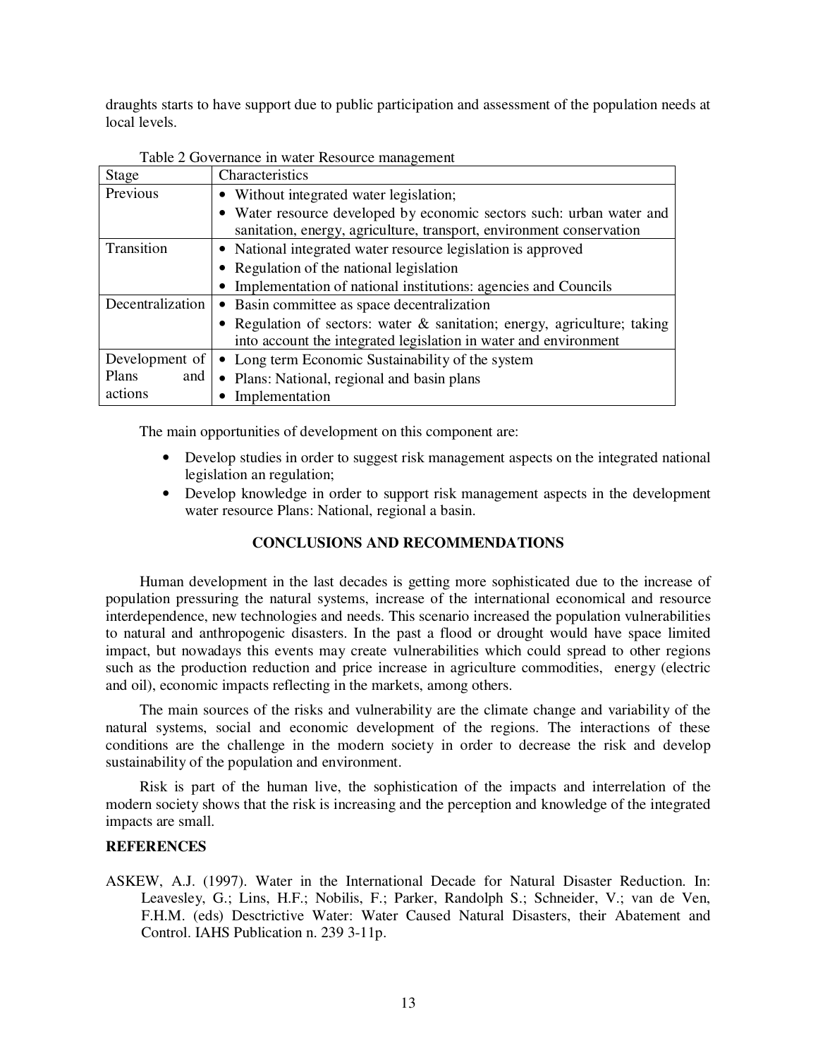draughts starts to have support due to public participation and assessment of the population needs at local levels.

Table 2 Governance in water Resource management

| Stage | Characteristics |
|---|---|
| Previous | • Without integrated water legislation;<br>• Water resource developed by economic sectors such: urban water and sanitation, energy, agriculture, transport, environment conservation |
| Transition | • National integrated water resource legislation is approved<br>• Regulation of the national legislation<br>• Implementation of national institutions: agencies and Councils |
| Decentralization | • Basin committee as space decentralization<br>• Regulation of sectors: water & sanitation; energy, agriculture; taking into account the integrated legislation in water and environment |
| Development of Plans and actions | • Long term Economic Sustainability of the system<br>• Plans: National, regional and basin plans<br>• Implementation |

The main opportunities of development on this component are:

- Develop studies in order to suggest risk management aspects on the integrated national legislation an regulation;
- Develop knowledge in order to support risk management aspects in the development water resource Plans: National, regional a basin.

## CONCLUSIONS AND RECOMMENDATIONS

Human development in the last decades is getting more sophisticated due to the increase of population pressuring the natural systems, increase of the international economical and resource interdependence, new technologies and needs. This scenario increased the population vulnerabilities to natural and anthropogenic disasters. In the past a flood or drought would have space limited impact, but nowadays this events may create vulnerabilities which could spread to other regions such as the production reduction and price increase in agriculture commodities, energy (electric and oil), economic impacts reflecting in the markets, among others.

The main sources of the risks and vulnerability are the climate change and variability of the natural systems, social and economic development of the regions. The interactions of these conditions are the challenge in the modern society in order to decrease the risk and develop sustainability of the population and environment.

Risk is part of the human live, the sophistication of the impacts and interrelation of the modern society shows that the risk is increasing and the perception and knowledge of the integrated impacts are small.

## REFERENCES

ASKEW, A.J. (1997). Water in the International Decade for Natural Disaster Reduction. In: Leavesley, G.; Lins, H.F.; Nobilis, F.; Parker, Randolph S.; Schneider, V.; van de Ven, F.H.M. (eds) Desctrictive Water: Water Caused Natural Disasters, their Abatement and Control. IAHS Publication n. 239 3-11p.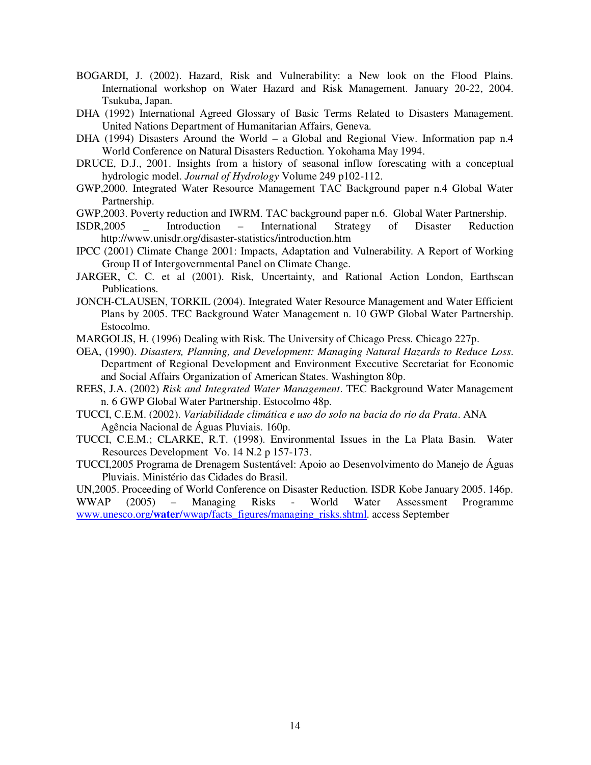BOGARDI, J. (2002). Hazard, Risk and Vulnerability: a New look on the Flood Plains. International workshop on Water Hazard and Risk Management. January 20-22, 2004. Tsukuba, Japan.

DHA (1992) International Agreed Glossary of Basic Terms Related to Disasters Management. United Nations Department of Humanitarian Affairs, Geneva.

DHA (1994) Disasters Around the World – a Global and Regional View. Information pap n.4 World Conference on Natural Disasters Reduction. Yokohama May 1994.

DRUCE, D.J., 2001. Insights from a history of seasonal inflow forescating with a conceptual hydrologic model. *Journal of Hydrology* Volume 249 p102-112.

GWP,2000. Integrated Water Resource Management TAC Background paper n.4 Global Water Partnership.

GWP,2003. Poverty reduction and IWRM. TAC background paper n.6. Global Water Partnership.

ISDR,2005 _ Introduction – International Strategy of Disaster Reduction http://www.unisdr.org/disaster-statistics/introduction.htm

IPCC (2001) Climate Change 2001: Impacts, Adaptation and Vulnerability. A Report of Working Group II of Intergovernmental Panel on Climate Change.

JARGER, C. C. et al (2001). Risk, Uncertainty, and Rational Action London, Earthscan Publications.

JONCH-CLAUSEN, TORKIL (2004). Integrated Water Resource Management and Water Efficient Plans by 2005. TEC Background Water Management n. 10 GWP Global Water Partnership. Estocolmo.

MARGOLIS, H. (1996) Dealing with Risk. The University of Chicago Press. Chicago 227p.

OEA, (1990). *Disasters, Planning, and Development: Managing Natural Hazards to Reduce Loss*. Department of Regional Development and Environment Executive Secretariat for Economic and Social Affairs Organization of American States. Washington 80p.

REES, J.A. (2002) *Risk and Integrated Water Management*. TEC Background Water Management n. 6 GWP Global Water Partnership. Estocolmo 48p.

TUCCI, C.E.M. (2002). *Variabilidade climática e uso do solo na bacia do rio da Prata*. ANA Agência Nacional de Águas Pluviais. 160p.

TUCCI, C.E.M.; CLARKE, R.T. (1998). Environmental Issues in the La Plata Basin. Water Resources Development Vo. 14 N.2 p 157-173.

TUCCI,2005 Programa de Drenagem Sustentável: Apoio ao Desenvolvimento do Manejo de Águas Pluviais. Ministério das Cidades do Brasil.

UN,2005. Proceeding of World Conference on Disaster Reduction. ISDR Kobe January 2005. 146p.

WWAP (2005) – Managing Risks - World Water Assessment Programme www.unesco.org/**water**/wwap/facts_figures/managing_risks.shtml. access September